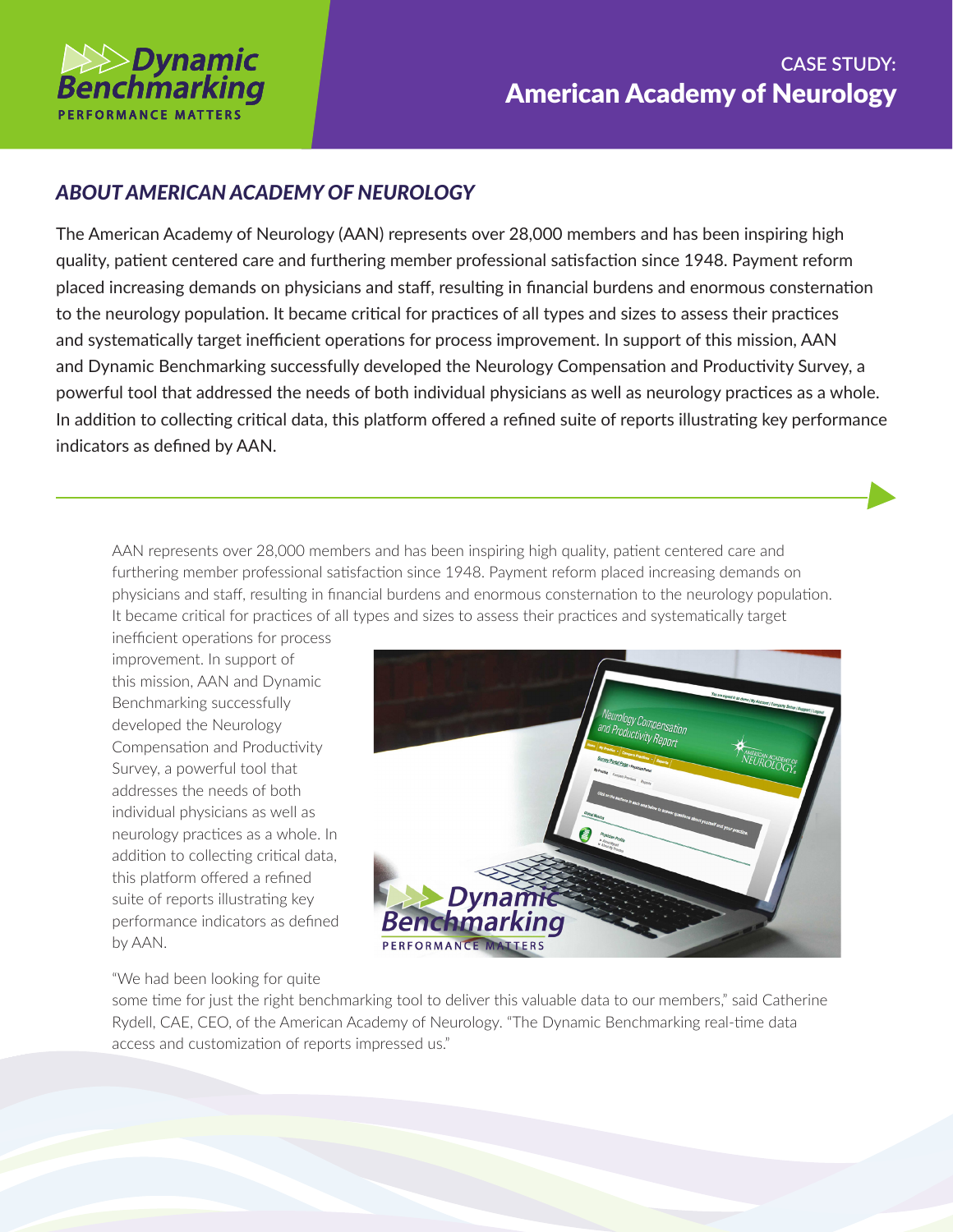# CASE STUDY: American Academy of Neurology

## ABOUT AMERICAN ACADEMY OF NEUROLOGY

The American Academy of Neurology (AAN) represents over 28,000 members and has been inspiring high quality, patient centered care and furthering member professional satisfaction since 1948. Payment reform placed increasing demands on physicians and staff, resulting in financial burdens and enormous consternation to the neurology population. It became critical for practices of all types and sizes to assess their practices and systematically target inefficient operations for process improvement. In support of this mission, AAN and Dynamic Benchmarking successfully developed the Neurology Compensation and Productivity Survey, a powerful tool that addressed the needs of both individual physicians as well as neurology practices as a whole. In addition to collecting critical data, this platform offered a refined suite of reports illustrating key performance indicators as defined by AAN.

---

AAN represents over 28,000 members and has been inspiring high quality, patient centered care and furthering member professional satisfaction since 1948. Payment reform placed increasing demands on physicians and staff, resulting in financial burdens and enormous consternation to the neurology population. It became critical for practices of all types and sizes to assess their practices and systematically target inefficient operations for process improvement. In support of this mission, AAN and Dynamic Benchmarking successfully developed the Neurology Compensation and Productivity Survey, a powerful tool that addresses the needs of both individual physicians as well as neurology practices as a whole. In addition to collecting critical data, this platform offered a refined suite of reports illustrating key performance indicators as defined by AAN.

"We had been looking for quite some time for just the right benchmarking tool to deliver this valuable data to our members," said Catherine Rydell, CAE, CEO, of the American Academy of Neurology. "The Dynamic Benchmarking real-time data access and customization of reports impressed us."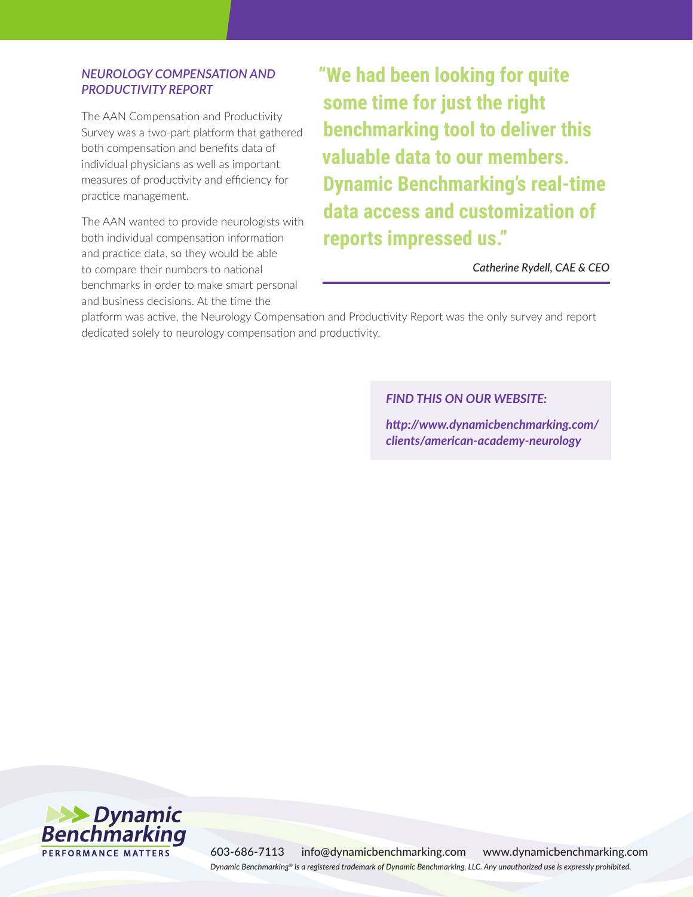*NEUROLOGY COMPENSATION AND PRODUCTIVITY REPORT*

The AAN Compensation and Productivity Survey was a two-part platform that gathered both compensation and benefits data of individual physicians as well as important measures of productivity and efficiency for practice management.

The AAN wanted to provide neurologists with both individual compensation information and practice data, so they would be able to compare their numbers to national benchmarks in order to make smart personal and business decisions. At the time the platform was active, the Neurology Compensation and Productivity Report was the only survey and report dedicated solely to neurology compensation and productivity.

> **"We had been looking for quite some time for just the right benchmarking tool to deliver this valuable data to our members. Dynamic Benchmarking's real-time data access and customization of reports impressed us."**
>
> *Catherine Rydell, CAE & CEO*

***FIND THIS ON OUR WEBSITE:***

***http://www.dynamicbenchmarking.com/clients/american-academy-neurology***

Dynamic Benchmarking
PERFORMANCE MATTERS

603-686-7113 info@dynamicbenchmarking.com www.dynamicbenchmarking.com

*Dynamic Benchmarking® is a registered trademark of Dynamic Benchmarking, LLC. Any unauthorized use is expressly prohibited.*